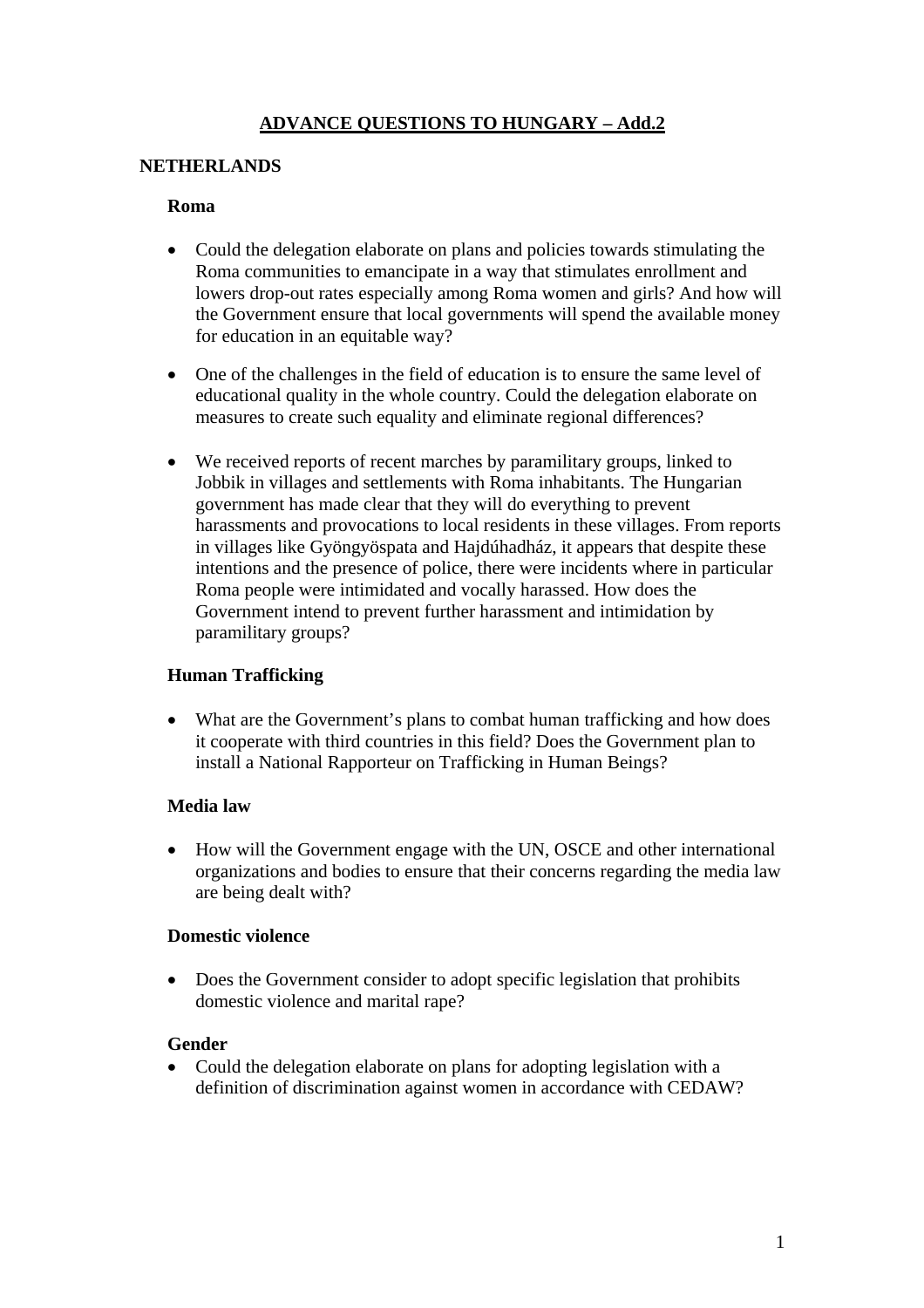# ADVANCE QUESTIONS TO HUNGARY – Add.2

## NETHERLANDS

### Roma

- Could the delegation elaborate on plans and policies towards stimulating the Roma communities to emancipate in a way that stimulates enrollment and lowers drop-out rates especially among Roma women and girls? And how will the Government ensure that local governments will spend the available money for education in an equitable way?

- One of the challenges in the field of education is to ensure the same level of educational quality in the whole country. Could the delegation elaborate on measures to create such equality and eliminate regional differences?

- We received reports of recent marches by paramilitary groups, linked to Jobbik in villages and settlements with Roma inhabitants. The Hungarian government has made clear that they will do everything to prevent harassments and provocations to local residents in these villages. From reports in villages like Gyöngyöspata and Hajdúhadház, it appears that despite these intentions and the presence of police, there were incidents where in particular Roma people were intimidated and vocally harassed. How does the Government intend to prevent further harassment and intimidation by paramilitary groups?

### Human Trafficking

- What are the Government's plans to combat human trafficking and how does it cooperate with third countries in this field? Does the Government plan to install a National Rapporteur on Trafficking in Human Beings?

### Media law

- How will the Government engage with the UN, OSCE and other international organizations and bodies to ensure that their concerns regarding the media law are being dealt with?

### Domestic violence

- Does the Government consider to adopt specific legislation that prohibits domestic violence and marital rape?

### Gender

- Could the delegation elaborate on plans for adopting legislation with a definition of discrimination against women in accordance with CEDAW?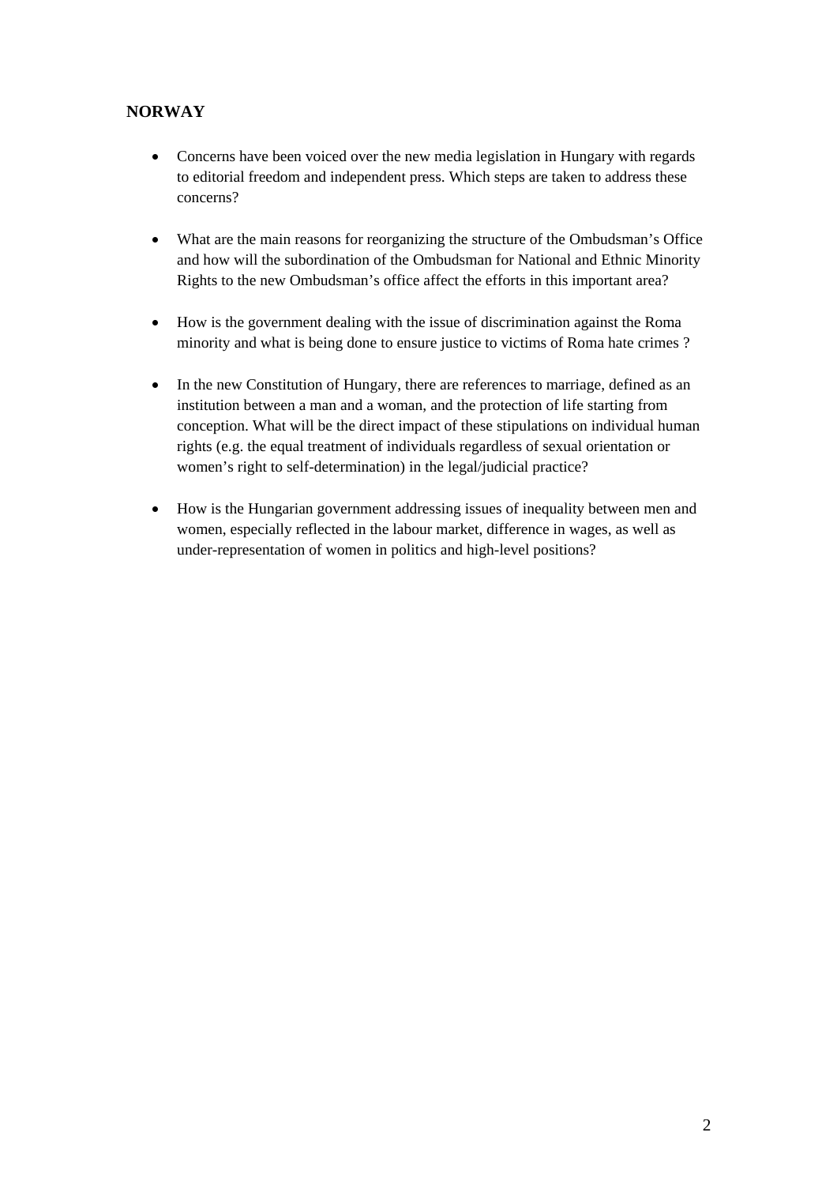## NORWAY

- Concerns have been voiced over the new media legislation in Hungary with regards to editorial freedom and independent press. Which steps are taken to address these concerns?

- What are the main reasons for reorganizing the structure of the Ombudsman's Office and how will the subordination of the Ombudsman for National and Ethnic Minority Rights to the new Ombudsman's office affect the efforts in this important area?

- How is the government dealing with the issue of discrimination against the Roma minority and what is being done to ensure justice to victims of Roma hate crimes ?

- In the new Constitution of Hungary, there are references to marriage, defined as an institution between a man and a woman, and the protection of life starting from conception. What will be the direct impact of these stipulations on individual human rights (e.g. the equal treatment of individuals regardless of sexual orientation or women's right to self-determination) in the legal/judicial practice?

- How is the Hungarian government addressing issues of inequality between men and women, especially reflected in the labour market, difference in wages, as well as under-representation of women in politics and high-level positions?